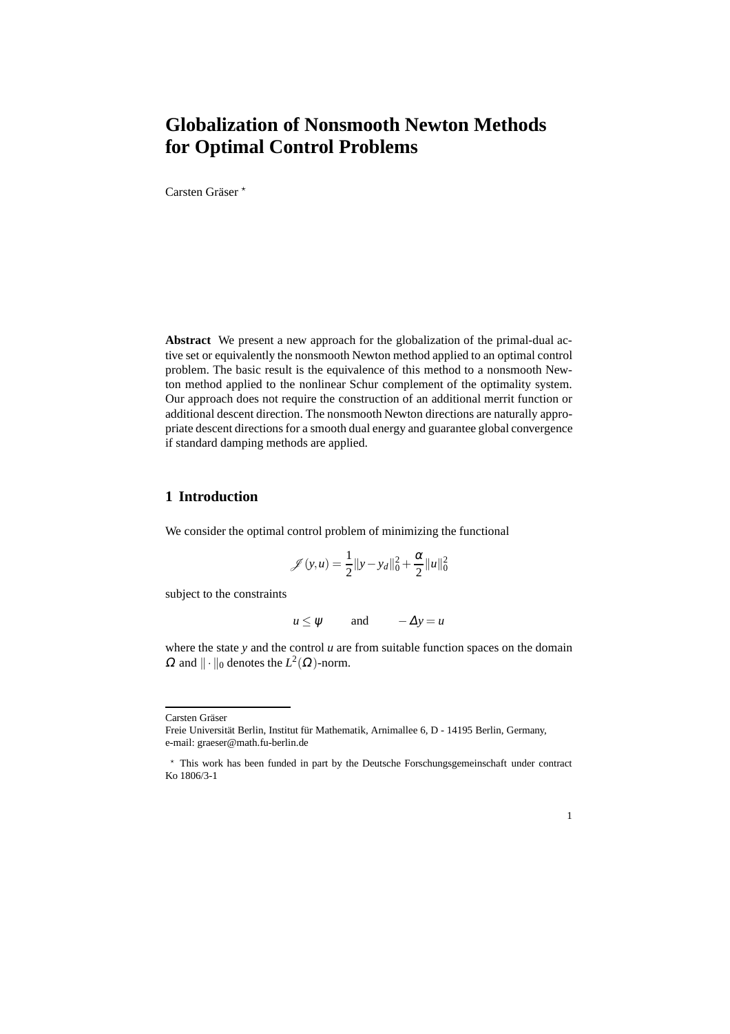# Globalization of Nonsmooth Newton Methods for Optimal Control Problems

Carsten Gräser *

**Abstract** We present a new approach for the globalization of the primal-dual active set or equivalently the nonsmooth Newton method applied to an optimal control problem. The basic result is the equivalence of this method to a nonsmooth Newton method applied to the nonlinear Schur complement of the optimality system. Our approach does not require the construction of an additional merrit function or additional descent direction. The nonsmooth Newton directions are naturally appropriate descent directions for a smooth dual energy and guarantee global convergence if standard damping methods are applied.

## 1 Introduction

We consider the optimal control problem of minimizing the functional

$$\mathscr{J}(y,u) = \frac{1}{2}\|y - y_d\|_0^2 + \frac{\alpha}{2}\|u\|_0^2$$

subject to the constraints

$$u \le \psi \qquad \text{and} \qquad -\Delta y = u$$

where the state $y$ and the control $u$ are from suitable function spaces on the domain $\Omega$ and $\|\cdot\|_0$ denotes the $L^2(\Omega)$-norm.

---

Carsten Gräser

Freie Universität Berlin, Institut für Mathematik, Arnimallee 6, D - 14195 Berlin, Germany, e-mail: graeser@math.fu-berlin.de

* This work has been funded in part by the Deutsche Forschungsgemeinschaft under contract Ko 1806/3-1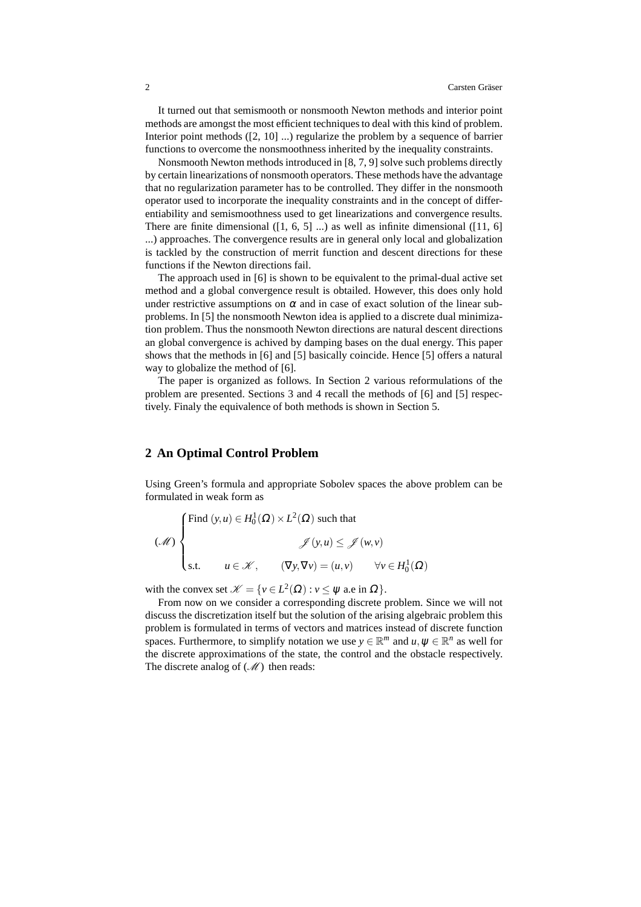It turned out that semismooth or nonsmooth Newton methods and interior point methods are amongst the most efficient techniques to deal with this kind of problem. Interior point methods ([2, 10] ...) regularize the problem by a sequence of barrier functions to overcome the nonsmoothness inherited by the inequality constraints.

Nonsmooth Newton methods introduced in [8, 7, 9] solve such problems directly by certain linearizations of nonsmooth operators. These methods have the advantage that no regularization parameter has to be controlled. They differ in the nonsmooth operator used to incorporate the inequality constraints and in the concept of differentiability and semismoothness used to get linearizations and convergence results. There are finite dimensional ([1, 6, 5] ...) as well as infinite dimensional ([11, 6] ...) approaches. The convergence results are in general only local and globalization is tackled by the construction of merrit function and descent directions for these functions if the Newton directions fail.

The approach used in [6] is shown to be equivalent to the primal-dual active set method and a global convergence result is obtailed. However, this does only hold under restrictive assumptions on $\alpha$ and in case of exact solution of the linear subproblems. In [5] the nonsmooth Newton idea is applied to a discrete dual minimization problem. Thus the nonsmooth Newton directions are natural descent directions an global convergence is achived by damping bases on the dual energy. This paper shows that the methods in [6] and [5] basically coincide. Hence [5] offers a natural way to globalize the method of [6].

The paper is organized as follows. In Section 2 various reformulations of the problem are presented. Sections 3 and 4 recall the methods of [6] and [5] respectively. Finaly the equivalence of both methods is shown in Section 5.

## 2 An Optimal Control Problem

Using Green's formula and appropriate Sobolev spaces the above problem can be formulated in weak form as

$$
(\mathscr{M}) \begin{cases} \text{Find } (y,u) \in H_0^1(\Omega) \times L^2(\Omega) \text{ such that} \\ \qquad\qquad \mathscr{J}(y,u) \leq \mathscr{J}(w,v) \\ \text{s.t.} \qquad u \in \mathscr{K}, \qquad (\nabla y, \nabla v) = (u,v) \qquad \forall v \in H_0^1(\Omega) \end{cases}
$$

with the convex set $\mathscr{K} = \{v \in L^2(\Omega) : v \leq \psi \text{ a.e in } \Omega\}$.

From now on we consider a corresponding discrete problem. Since we will not discuss the discretization itself but the solution of the arising algebraic problem this problem is formulated in terms of vectors and matrices instead of discrete function spaces. Furthermore, to simplify notation we use $y \in \mathbb{R}^m$ and $u, \psi \in \mathbb{R}^n$ as well for the discrete approximations of the state, the control and the obstacle respectively. The discrete analog of $(\mathscr{M})$ then reads: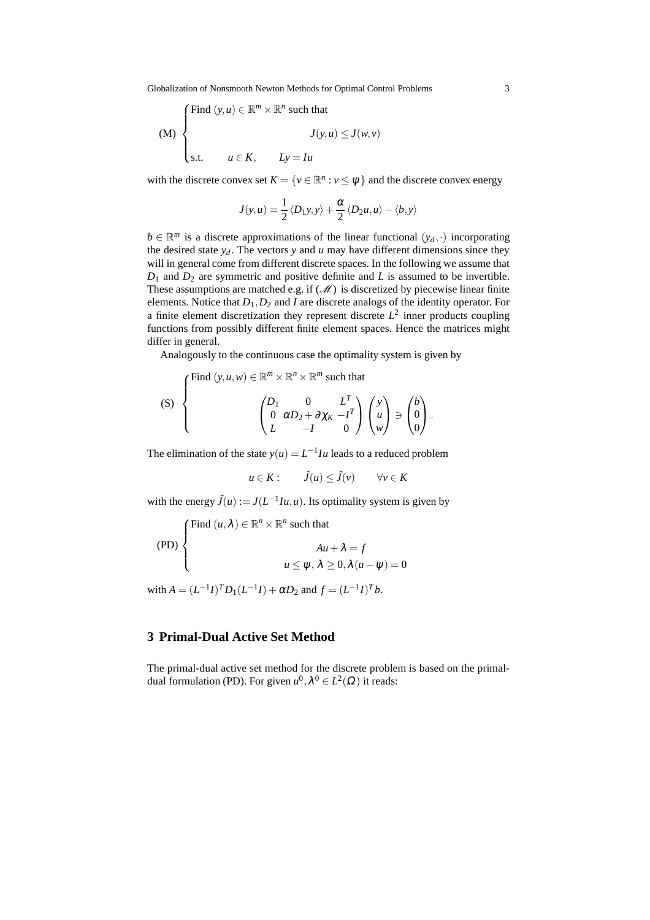$$
\text{(M)} \quad \begin{cases} \text{Find } (y,u) \in \mathbb{R}^m \times \mathbb{R}^n \text{ such that} \\ \qquad\qquad J(y,u) \le J(w,v) \\ \text{s.t.} \qquad u \in K, \qquad Ly = Iu \end{cases}
$$

with the discrete convex set $K = \{v \in \mathbb{R}^n : v \le \psi\}$ and the discrete convex energy

$$
J(y,u) = \frac{1}{2}\langle D_1 y, y\rangle + \frac{\alpha}{2}\langle D_2 u, u\rangle - \langle b, y\rangle
$$

$b \in \mathbb{R}^m$ is a discrete approximations of the linear functional $(y_d, \cdot)$ incorporating the desired state $y_d$. The vectors $y$ and $u$ may have different dimensions since they will in general come from different discrete spaces. In the following we assume that $D_1$ and $D_2$ are symmetric and positive definite and $L$ is assumed to be invertible. These assumptions are matched e.g. if $(\mathscr{M})$ is discretized by piecewise linear finite elements. Notice that $D_1, D_2$ and $I$ are discrete analogs of the identity operator. For a finite element discretization they represent discrete $L^2$ inner products coupling functions from possibly different finite element spaces. Hence the matrices might differ in general.

Analogously to the continuous case the optimality system is given by

$$
\text{(S)} \quad \begin{cases} \text{Find } (y,u,w) \in \mathbb{R}^m \times \mathbb{R}^n \times \mathbb{R}^m \text{ such that} \\ \qquad \begin{pmatrix} D_1 & 0 & L^T \\ 0 & \alpha D_2 + \partial\chi_K & -I^T \\ L & -I & 0 \end{pmatrix} \begin{pmatrix} y \\ u \\ w \end{pmatrix} \ni \begin{pmatrix} b \\ 0 \\ 0 \end{pmatrix}. \end{cases}
$$

The elimination of the state $y(u) = L^{-1}Iu$ leads to a reduced problem

$$
u \in K: \qquad \tilde{J}(u) \le \tilde{J}(v) \qquad \forall v \in K
$$

with the energy $\tilde{J}(u) := J(L^{-1}Iu, u)$. Its optimality system is given by

$$
\text{(PD)} \quad \begin{cases} \text{Find } (u,\lambda) \in \mathbb{R}^n \times \mathbb{R}^n \text{ such that} \\ \qquad Au + \lambda = f \\ \qquad u \le \psi,\ \lambda \ge 0, \lambda(u - \psi) = 0 \end{cases}
$$

with $A = (L^{-1}I)^T D_1 (L^{-1}I) + \alpha D_2$ and $f = (L^{-1}I)^T b$.

## 3 Primal-Dual Active Set Method

The primal-dual active set method for the discrete problem is based on the primal-dual formulation (PD). For given $u^0, \lambda^0 \in L^2(\Omega)$ it reads: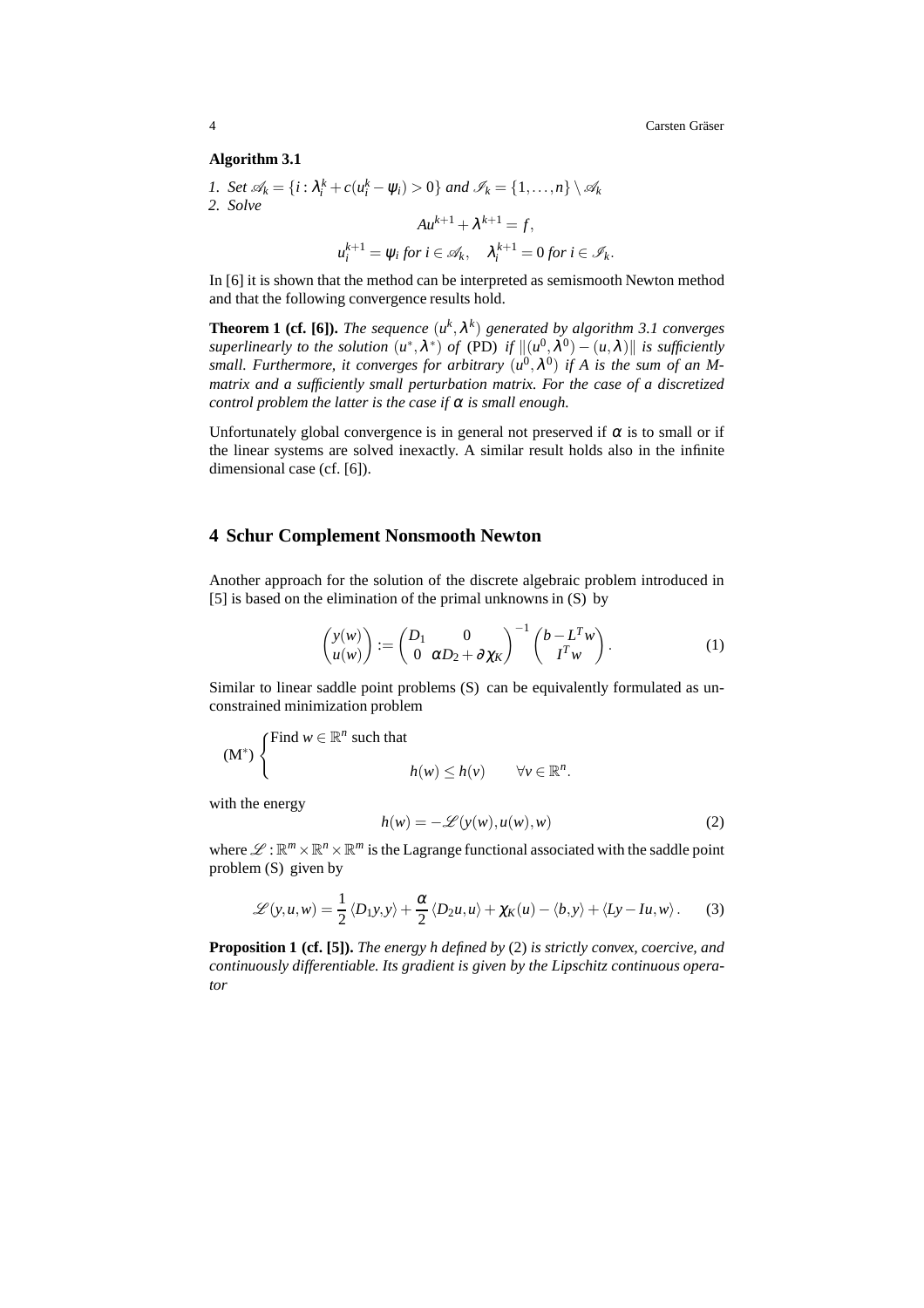**Algorithm 3.1**

*1. Set* $\mathscr{A}_k = \{i : \lambda_i^k + c(u_i^k - \psi_i) > 0\}$ *and* $\mathscr{I}_k = \{1, \ldots, n\} \setminus \mathscr{A}_k$
*2. Solve*

$$Au^{k+1} + \lambda^{k+1} = f,$$

$$u_i^{k+1} = \psi_i \text{ for } i \in \mathscr{A}_k, \quad \lambda_i^{k+1} = 0 \text{ for } i \in \mathscr{I}_k.$$

In [6] it is shown that the method can be interpreted as semismooth Newton method and that the following convergence results hold.

**Theorem 1 (cf. [6]).** *The sequence* $(u^k, \lambda^k)$ *generated by algorithm 3.1 converges superlinearly to the solution* $(u^*, \lambda^*)$ *of* (PD) *if* $\|(u^0, \lambda^0) - (u, \lambda)\|$ *is sufficiently small. Furthermore, it converges for arbitrary* $(u^0, \lambda^0)$ *if A is the sum of an M-matrix and a sufficiently small perturbation matrix. For the case of a discretized control problem the latter is the case if* $\alpha$ *is small enough.*

Unfortunately global convergence is in general not preserved if $\alpha$ is to small or if the linear systems are solved inexactly. A similar result holds also in the infinite dimensional case (cf. [6]).

## 4 Schur Complement Nonsmooth Newton

Another approach for the solution of the discrete algebraic problem introduced in [5] is based on the elimination of the primal unknowns in (S) by

$$\begin{pmatrix} y(w) \\ u(w) \end{pmatrix} := \begin{pmatrix} D_1 & 0 \\ 0 & \alpha D_2 + \partial \chi_K \end{pmatrix}^{-1} \begin{pmatrix} b - L^T w \\ I^T w \end{pmatrix}. \tag{1}$$

Similar to linear saddle point problems (S) can be equivalently formulated as unconstrained minimization problem

$$(\mathrm{M}^*) \begin{cases} \text{Find } w \in \mathbb{R}^n \text{ such that} \\ \qquad\qquad h(w) \le h(v) \qquad \forall v \in \mathbb{R}^n. \end{cases}$$

with the energy

$$h(w) = -\mathscr{L}(y(w), u(w), w) \tag{2}$$

where $\mathscr{L} : \mathbb{R}^m \times \mathbb{R}^n \times \mathbb{R}^m$ is the Lagrange functional associated with the saddle point problem (S) given by

$$\mathscr{L}(y, u, w) = \frac{1}{2}\langle D_1 y, y\rangle + \frac{\alpha}{2}\langle D_2 u, u\rangle + \chi_K(u) - \langle b, y\rangle + \langle Ly - Iu, w\rangle. \tag{3}$$

**Proposition 1 (cf. [5]).** *The energy h defined by* (2) *is strictly convex, coercive, and continuously differentiable. Its gradient is given by the Lipschitz continuous operator*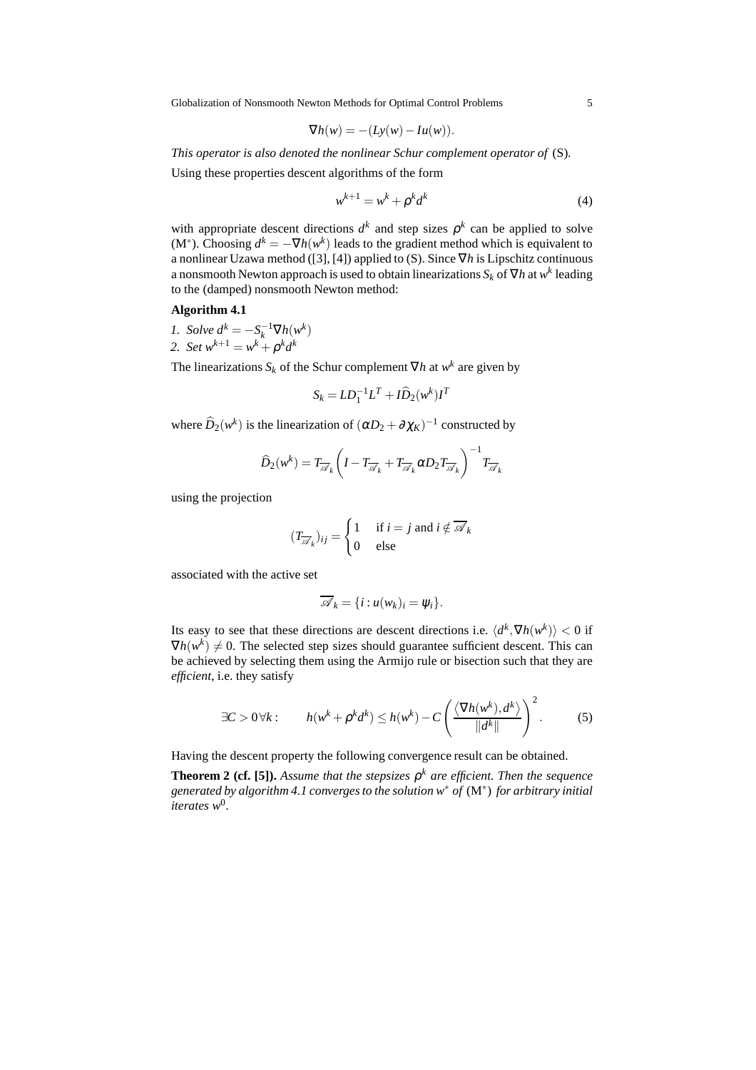$$\nabla h(w) = -(Ly(w) - Iu(w)).$$

*This operator is also denoted the nonlinear Schur complement operator of* (S).

Using these properties descent algorithms of the form

$$w^{k+1} = w^k + \rho^k d^k \tag{4}$$

with appropriate descent directions $d^k$ and step sizes $\rho^k$ can be applied to solve (M$^*$). Choosing $d^k = -\nabla h(w^k)$ leads to the gradient method which is equivalent to a nonlinear Uzawa method ([3], [4]) applied to (S). Since $\nabla h$ is Lipschitz continuous a nonsmooth Newton approach is used to obtain linearizations $S_k$ of $\nabla h$ at $w^k$ leading to the (damped) nonsmooth Newton method:

**Algorithm 4.1**

1. *Solve* $d^k = -S_k^{-1} \nabla h(w^k)$
2. *Set* $w^{k+1} = w^k + \rho^k d^k$

The linearizations $S_k$ of the Schur complement $\nabla h$ at $w^k$ are given by

$$S_k = LD_1^{-1} L^T + I\widehat{D}_2(w^k) I^T$$

where $\widehat{D}_2(w^k)$ is the linearization of $(\alpha D_2 + \partial \chi_K)^{-1}$ constructed by

$$\widehat{D}_2(w^k) = T_{\overline{\mathscr{A}}_k} \left( I - T_{\overline{\mathscr{A}}_k} + T_{\overline{\mathscr{A}}_k} \alpha D_2 T_{\overline{\mathscr{A}}_k} \right)^{-1} T_{\overline{\mathscr{A}}_k}$$

using the projection

$$(T_{\overline{\mathscr{A}}_k})_{ij} = \begin{cases} 1 & \text{if } i = j \text{ and } i \notin \overline{\mathscr{A}}_k \\ 0 & \text{else} \end{cases}$$

associated with the active set

$$\overline{\mathscr{A}}_k = \{ i : u(w_k)_i = \psi_i \}.$$

Its easy to see that these directions are descent directions i.e. $\langle d^k, \nabla h(w^k) \rangle < 0$ if $\nabla h(w^k) \neq 0$. The selected step sizes should guarantee sufficient descent. This can be achieved by selecting them using the Armijo rule or bisection such that they are *efficient*, i.e. they satisfy

$$\exists C > 0 \, \forall k : \qquad h(w^k + \rho^k d^k) \leq h(w^k) - C \left( \frac{\langle \nabla h(w^k), d^k \rangle}{\|d^k\|} \right)^2 . \tag{5}$$

Having the descent property the following convergence result can be obtained.

**Theorem 2 (cf. [5]).** *Assume that the stepsizes $\rho^k$ are efficient. Then the sequence generated by algorithm 4.1 converges to the solution $w^*$ of* (M$^*$) *for arbitrary initial iterates $w^0$.*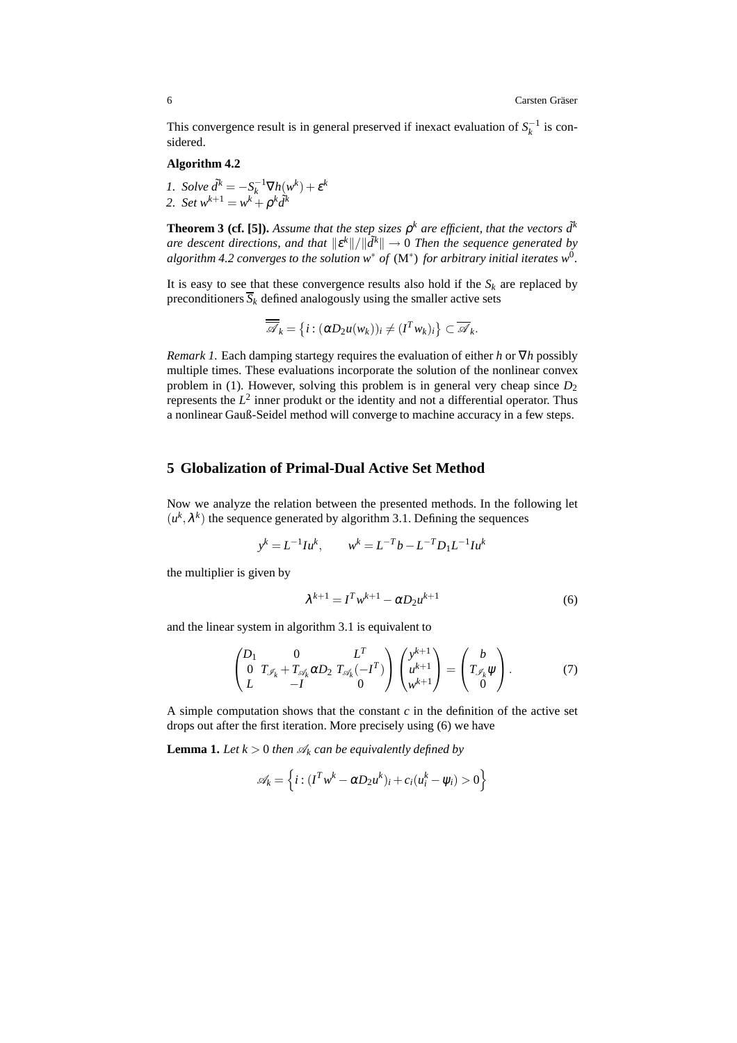This convergence result is in general preserved if inexact evaluation of $S_k^{-1}$ is considered.

**Algorithm 4.2**

1. *Solve* $\tilde{d}^k = -S_k^{-1}\nabla h(w^k) + \varepsilon^k$
2. *Set* $w^{k+1} = w^k + \rho^k \tilde{d}^k$

**Theorem 3 (cf. [5]).** *Assume that the step sizes* $\rho^k$ *are efficient, that the vectors* $\tilde{d}^k$ *are descent directions, and that* $\|\varepsilon^k\|/\|\tilde{d}^k\| \to 0$ *Then the sequence generated by algorithm 4.2 converges to the solution* $w^*$ *of* $(\mathrm{M}^*)$ *for arbitrary initial iterates* $w^0$.

It is easy to see that these convergence results also hold if the $S_k$ are replaced by preconditioners $\overline{S}_k$ defined analogously using the smaller active sets

$$\overline{\overline{\mathscr{A}}}_k = \left\{ i : (\alpha D_2 u(w_k))_i \neq (I^T w_k)_i \right\} \subset \overline{\mathscr{A}}_k.$$

*Remark 1.* Each damping startegy requires the evaluation of either $h$ or $\nabla h$ possibly multiple times. These evaluations incorporate the solution of the nonlinear convex problem in (1). However, solving this problem is in general very cheap since $D_2$ represents the $L^2$ inner produkt or the identity and not a differential operator. Thus a nonlinear Gauß-Seidel method will converge to machine accuracy in a few steps.

## 5 Globalization of Primal-Dual Active Set Method

Now we analyze the relation between the presented methods. In the following let $(u^k, \lambda^k)$ the sequence generated by algorithm 3.1. Defining the sequences

$$y^k = L^{-1}Iu^k, \qquad w^k = L^{-T}b - L^{-T}D_1L^{-1}Iu^k$$

the multiplier is given by

$$\lambda^{k+1} = I^T w^{k+1} - \alpha D_2 u^{k+1} \tag{6}$$

and the linear system in algorithm 3.1 is equivalent to

$$\begin{pmatrix} D_1 & 0 & L^T \\ 0 & T_{\mathscr{I}_k} + T_{\mathscr{A}_k}\alpha D_2 & T_{\mathscr{A}_k}(-I^T) \\ L & -I & 0 \end{pmatrix} \begin{pmatrix} y^{k+1} \\ u^{k+1} \\ w^{k+1} \end{pmatrix} = \begin{pmatrix} b \\ T_{\mathscr{I}_k}\psi \\ 0 \end{pmatrix}. \tag{7}$$

A simple computation shows that the constant $c$ in the definition of the active set drops out after the first iteration. More precisely using (6) we have

**Lemma 1.** *Let* $k > 0$ *then* $\mathscr{A}_k$ *can be equivalently defined by*

$$\mathscr{A}_k = \left\{ i : (I^T w^k - \alpha D_2 u^k)_i + c_i(u_i^k - \psi_i) > 0 \right\}$$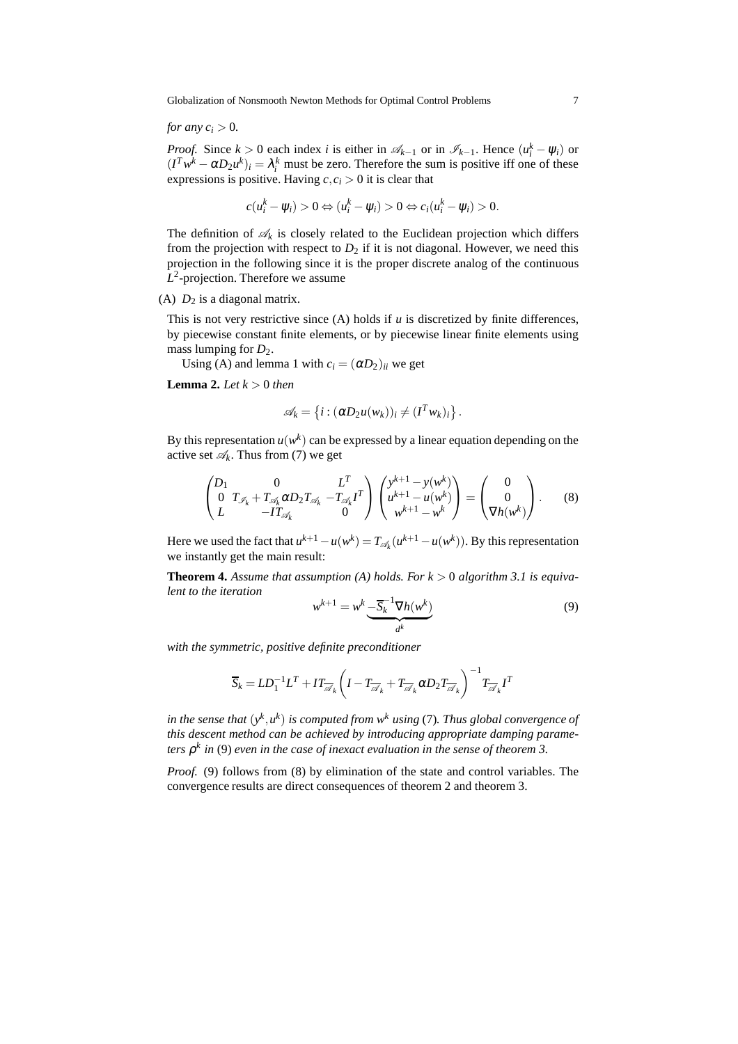*for any* $c_i > 0$.

*Proof.* Since $k > 0$ each index $i$ is either in $\mathscr{A}_{k-1}$ or in $\mathscr{I}_{k-1}$. Hence $(u_i^k - \psi_i)$ or $(I^T w^k - \alpha D_2 u^k)_i = \lambda_i^k$ must be zero. Therefore the sum is positive iff one of these expressions is positive. Having $c, c_i > 0$ it is clear that

$$c(u_i^k - \psi_i) > 0 \Leftrightarrow (u_i^k - \psi_i) > 0 \Leftrightarrow c_i(u_i^k - \psi_i) > 0.$$

The definition of $\mathscr{A}_k$ is closely related to the Euclidean projection which differs from the projection with respect to $D_2$ if it is not diagonal. However, we need this projection in the following since it is the proper discrete analog of the continuous $L^2$-projection. Therefore we assume

(A) $D_2$ is a diagonal matrix.

This is not very restrictive since (A) holds if $u$ is discretized by finite differences, by piecewise constant finite elements, or by piecewise linear finite elements using mass lumping for $D_2$.

Using (A) and lemma 1 with $c_i = (\alpha D_2)_{ii}$ we get

**Lemma 2.** *Let* $k > 0$ *then*

$$\mathscr{A}_k = \left\{ i : (\alpha D_2 u(w_k))_i \neq (I^T w_k)_i \right\}.$$

By this representation $u(w^k)$ can be expressed by a linear equation depending on the active set $\mathscr{A}_k$. Thus from (7) we get

$$\begin{pmatrix} D_1 & 0 & L^T \\ 0 & T_{\mathscr{I}_k} + T_{\mathscr{A}_k} \alpha D_2 T_{\mathscr{A}_k} & -T_{\mathscr{A}_k} I^T \\ L & -I T_{\mathscr{A}_k} & 0 \end{pmatrix} \begin{pmatrix} y^{k+1} - y(w^k) \\ u^{k+1} - u(w^k) \\ w^{k+1} - w^k \end{pmatrix} = \begin{pmatrix} 0 \\ 0 \\ \nabla h(w^k) \end{pmatrix}. \tag{8}$$

Here we used the fact that $u^{k+1} - u(w^k) = T_{\mathscr{A}_k}(u^{k+1} - u(w^k))$. By this representation we instantly get the main result:

**Theorem 4.** *Assume that assumption (A) holds. For* $k > 0$ *algorithm 3.1 is equivalent to the iteration*

$$w^{k+1} = w^k \underbrace{- \overline{S}_k^{-1} \nabla h(w^k)}_{d^k} \tag{9}$$

*with the symmetric, positive definite preconditioner*

$$\overline{S}_k = L D_1^{-1} L^T + I T_{\overline{\mathscr{A}}_k} \left( I - T_{\overline{\mathscr{A}}_k} + T_{\overline{\mathscr{A}}_k} \alpha D_2 T_{\overline{\mathscr{A}}_k} \right)^{-1} T_{\overline{\mathscr{A}}_k} I^T$$

*in the sense that* $(y^k, u^k)$ *is computed from* $w^k$ *using* (7)*. Thus global convergence of this descent method can be achieved by introducing appropriate damping parameters* $\rho^k$ *in* (9) *even in the case of inexact evaluation in the sense of theorem 3.*

*Proof.* (9) follows from (8) by elimination of the state and control variables. The convergence results are direct consequences of theorem 2 and theorem 3.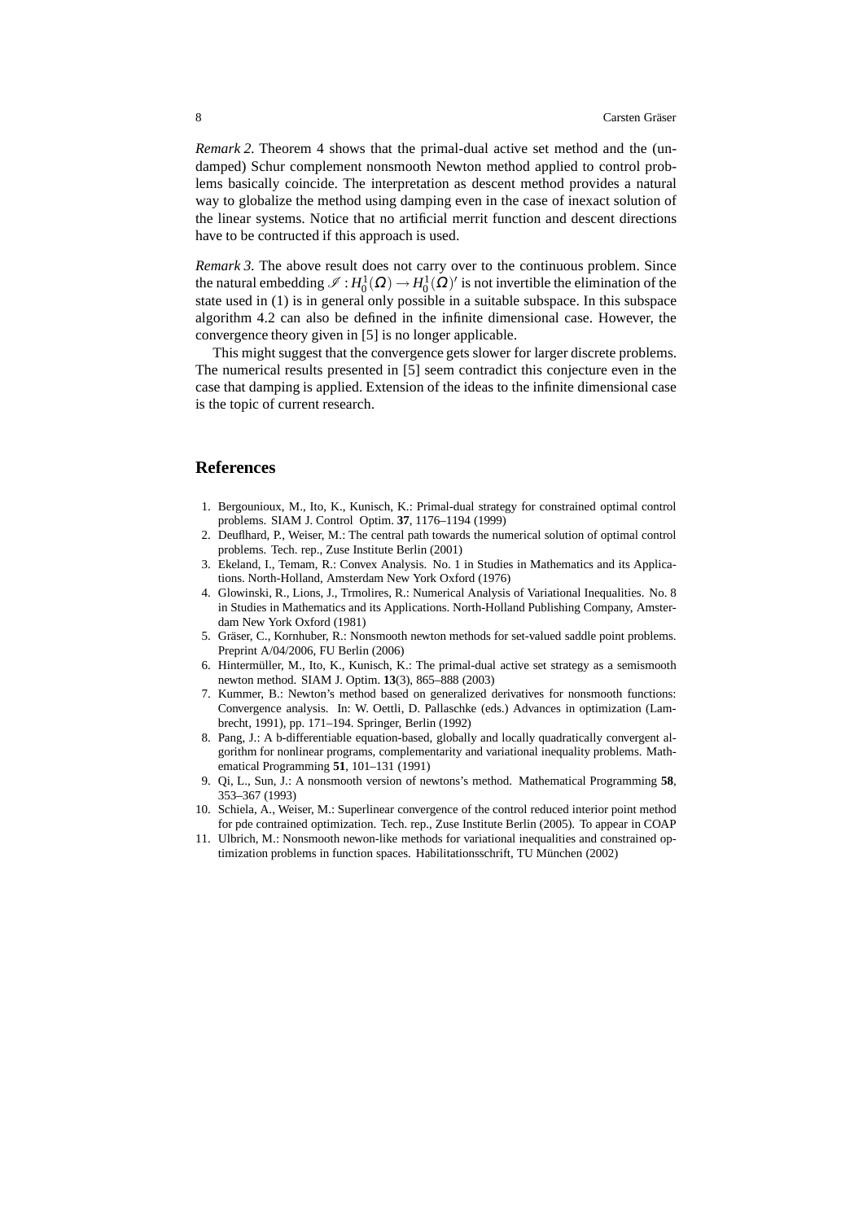*Remark 2.* Theorem 4 shows that the primal-dual active set method and the (undamped) Schur complement nonsmooth Newton method applied to control problems basically coincide. The interpretation as descent method provides a natural way to globalize the method using damping even in the case of inexact solution of the linear systems. Notice that no artificial merrit function and descent directions have to be contructed if this approach is used.

*Remark 3.* The above result does not carry over to the continuous problem. Since the natural embedding $\mathscr{I} : H_0^1(\Omega) \to H_0^1(\Omega)'$ is not invertible the elimination of the state used in (1) is in general only possible in a suitable subspace. In this subspace algorithm 4.2 can also be defined in the infinite dimensional case. However, the convergence theory given in [5] is no longer applicable.

This might suggest that the convergence gets slower for larger discrete problems. The numerical results presented in [5] seem contradict this conjecture even in the case that damping is applied. Extension of the ideas to the infinite dimensional case is the topic of current research.

## References

1. Bergounioux, M., Ito, K., Kunisch, K.: Primal-dual strategy for constrained optimal control problems. SIAM J. Control Optim. **37**, 1176–1194 (1999)
2. Deuflhard, P., Weiser, M.: The central path towards the numerical solution of optimal control problems. Tech. rep., Zuse Institute Berlin (2001)
3. Ekeland, I., Temam, R.: Convex Analysis. No. 1 in Studies in Mathematics and its Applications. North-Holland, Amsterdam New York Oxford (1976)
4. Glowinski, R., Lions, J., Trmolires, R.: Numerical Analysis of Variational Inequalities. No. 8 in Studies in Mathematics and its Applications. North-Holland Publishing Company, Amsterdam New York Oxford (1981)
5. Gräser, C., Kornhuber, R.: Nonsmooth newton methods for set-valued saddle point problems. Preprint A/04/2006, FU Berlin (2006)
6. Hintermüller, M., Ito, K., Kunisch, K.: The primal-dual active set strategy as a semismooth newton method. SIAM J. Optim. **13**(3), 865–888 (2003)
7. Kummer, B.: Newton's method based on generalized derivatives for nonsmooth functions: Convergence analysis. In: W. Oettli, D. Pallaschke (eds.) Advances in optimization (Lambrecht, 1991), pp. 171–194. Springer, Berlin (1992)
8. Pang, J.: A b-differentiable equation-based, globally and locally quadratically convergent algorithm for nonlinear programs, complementarity and variational inequality problems. Mathematical Programming **51**, 101–131 (1991)
9. Qi, L., Sun, J.: A nonsmooth version of newtons's method. Mathematical Programming **58**, 353–367 (1993)
10. Schiela, A., Weiser, M.: Superlinear convergence of the control reduced interior point method for pde contrained optimization. Tech. rep., Zuse Institute Berlin (2005). To appear in COAP
11. Ulbrich, M.: Nonsmooth newon-like methods for variational inequalities and constrained optimization problems in function spaces. Habilitationsschrift, TU München (2002)